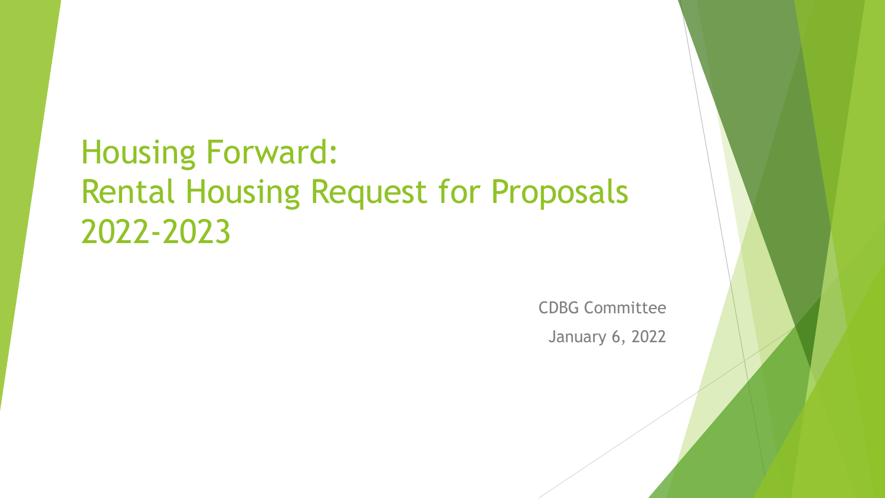# Housing Forward: Rental Housing Request for Proposals 2022-2023

CDBG Committee

January 6, 2022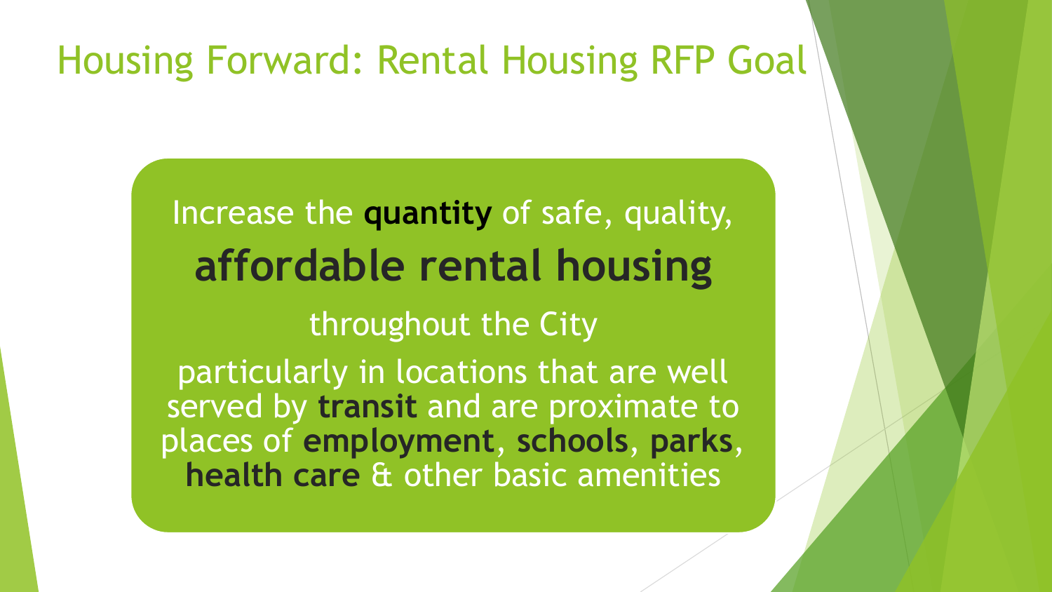# Housing Forward: Rental Housing RFP Goal

Increase the **quantity** of safe, quality,

**affordable rental housing**

throughout the City

particularly in locations that are well served by **transit** and are proximate to places of **employment**, **schools**, **parks**, **health care** & other basic amenities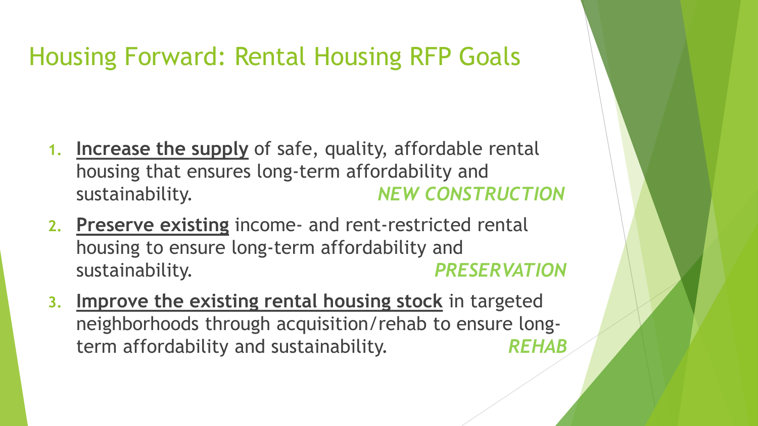# Housing Forward: Rental Housing RFP Goals

1. **Increase the supply** of safe, quality, affordable rental housing that ensures long-term affordability and sustainability. ***NEW CONSTRUCTION***
2. **Preserve existing** income- and rent-restricted rental housing to ensure long-term affordability and sustainability. ***PRESERVATION***
3. **Improve the existing rental housing stock** in targeted neighborhoods through acquisition/rehab to ensure long-term affordability and sustainability. ***REHAB***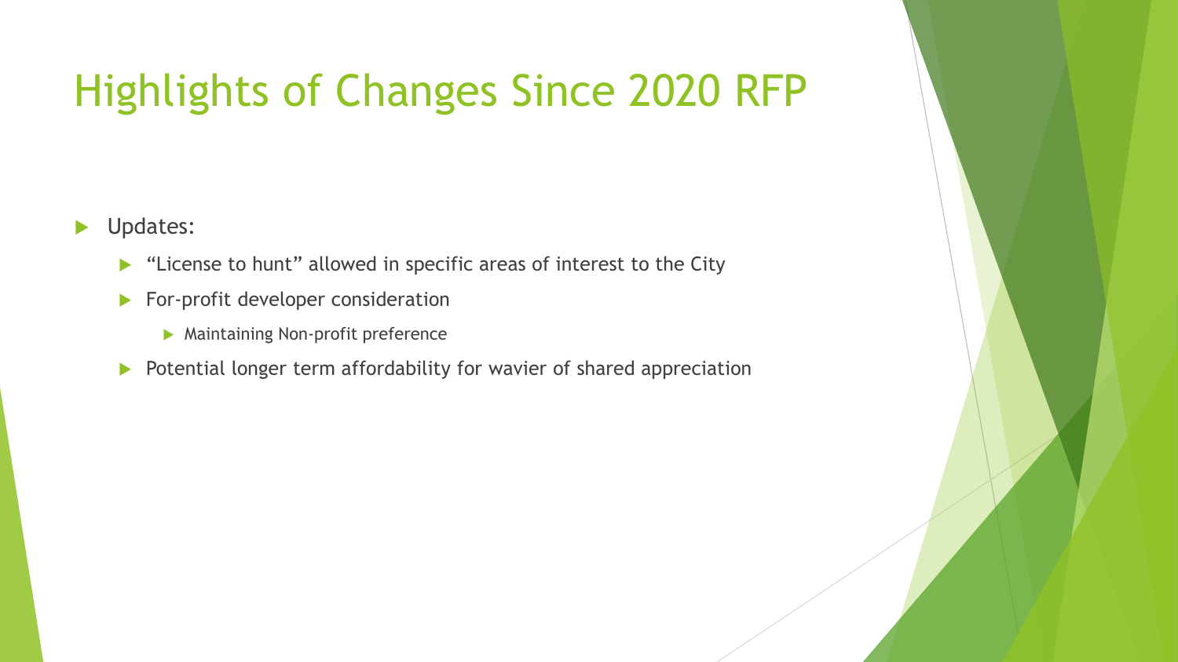# Highlights of Changes Since 2020 RFP

- Updates:
  - "License to hunt" allowed in specific areas of interest to the City
  - For-profit developer consideration
    - Maintaining Non-profit preference
  - Potential longer term affordability for wavier of shared appreciation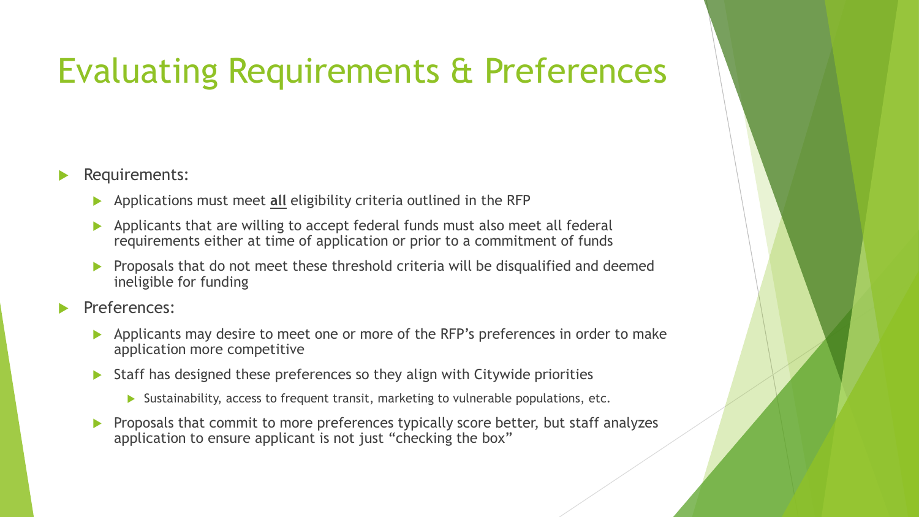# Evaluating Requirements & Preferences

- Requirements:
  - Applications must meet **all** eligibility criteria outlined in the RFP
  - Applicants that are willing to accept federal funds must also meet all federal requirements either at time of application or prior to a commitment of funds
  - Proposals that do not meet these threshold criteria will be disqualified and deemed ineligible for funding
- Preferences:
  - Applicants may desire to meet one or more of the RFP's preferences in order to make application more competitive
  - Staff has designed these preferences so they align with Citywide priorities
    - Sustainability, access to frequent transit, marketing to vulnerable populations, etc.
  - Proposals that commit to more preferences typically score better, but staff analyzes application to ensure applicant is not just "checking the box"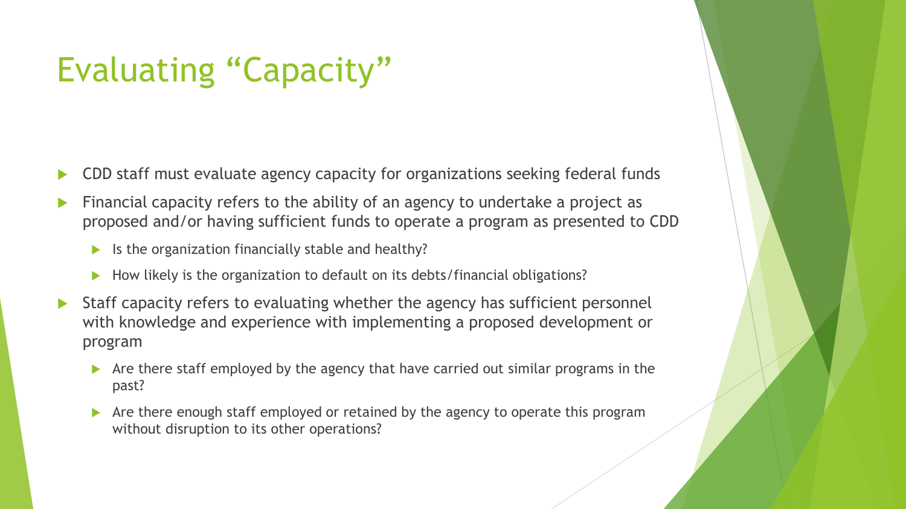# Evaluating “Capacity”

- CDD staff must evaluate agency capacity for organizations seeking federal funds
- Financial capacity refers to the ability of an agency to undertake a project as proposed and/or having sufficient funds to operate a program as presented to CDD
  - Is the organization financially stable and healthy?
  - How likely is the organization to default on its debts/financial obligations?
- Staff capacity refers to evaluating whether the agency has sufficient personnel with knowledge and experience with implementing a proposed development or program
  - Are there staff employed by the agency that have carried out similar programs in the past?
  - Are there enough staff employed or retained by the agency to operate this program without disruption to its other operations?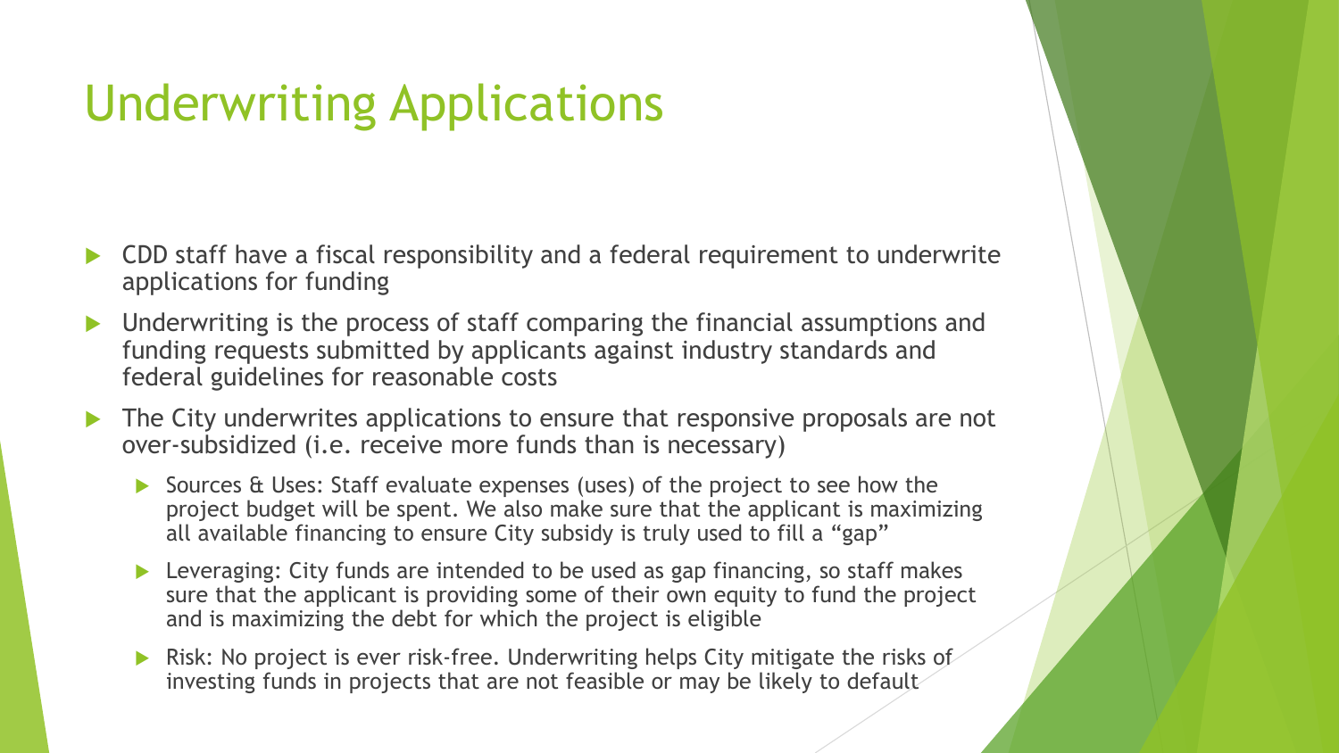# Underwriting Applications

- CDD staff have a fiscal responsibility and a federal requirement to underwrite applications for funding
- Underwriting is the process of staff comparing the financial assumptions and funding requests submitted by applicants against industry standards and federal guidelines for reasonable costs
- The City underwrites applications to ensure that responsive proposals are not over-subsidized (i.e. receive more funds than is necessary)
  - Sources & Uses: Staff evaluate expenses (uses) of the project to see how the project budget will be spent. We also make sure that the applicant is maximizing all available financing to ensure City subsidy is truly used to fill a "gap"
  - Leveraging: City funds are intended to be used as gap financing, so staff makes sure that the applicant is providing some of their own equity to fund the project and is maximizing the debt for which the project is eligible
  - Risk: No project is ever risk-free. Underwriting helps City mitigate the risks of investing funds in projects that are not feasible or may be likely to default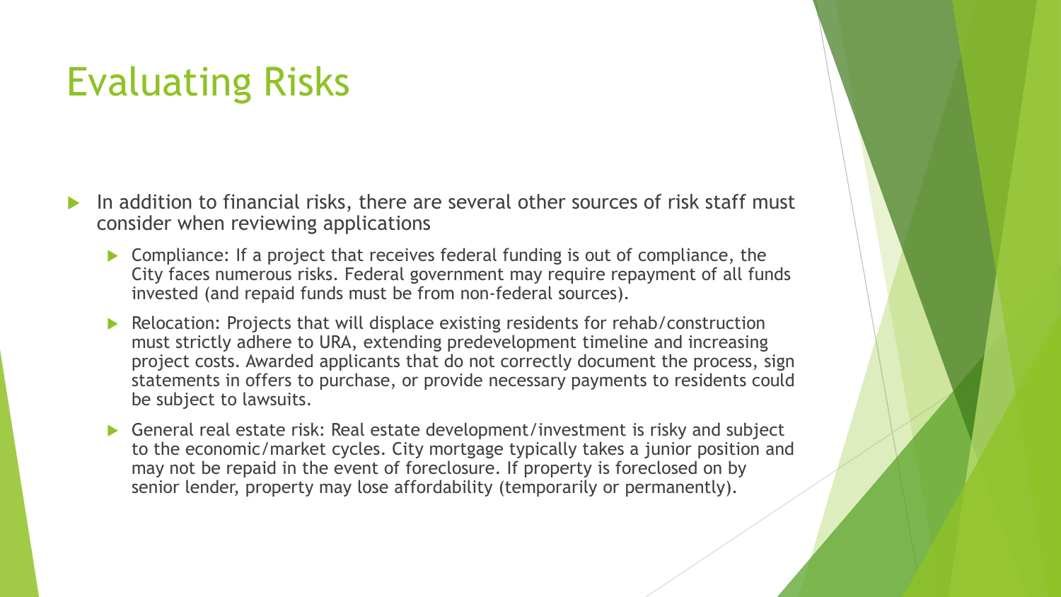# Evaluating Risks

- In addition to financial risks, there are several other sources of risk staff must consider when reviewing applications
  - Compliance: If a project that receives federal funding is out of compliance, the City faces numerous risks. Federal government may require repayment of all funds invested (and repaid funds must be from non-federal sources).
  - Relocation: Projects that will displace existing residents for rehab/construction must strictly adhere to URA, extending predevelopment timeline and increasing project costs. Awarded applicants that do not correctly document the process, sign statements in offers to purchase, or provide necessary payments to residents could be subject to lawsuits.
  - General real estate risk: Real estate development/investment is risky and subject to the economic/market cycles. City mortgage typically takes a junior position and may not be repaid in the event of foreclosure. If property is foreclosed on by senior lender, property may lose affordability (temporarily or permanently).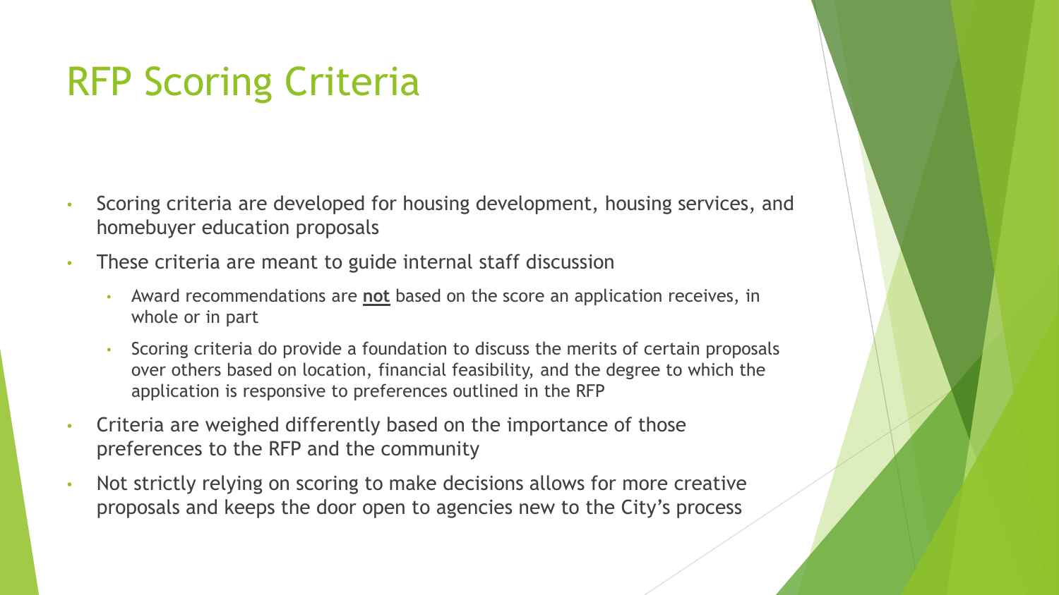# RFP Scoring Criteria

- Scoring criteria are developed for housing development, housing services, and homebuyer education proposals
- These criteria are meant to guide internal staff discussion
  - Award recommendations are **not** based on the score an application receives, in whole or in part
  - Scoring criteria do provide a foundation to discuss the merits of certain proposals over others based on location, financial feasibility, and the degree to which the application is responsive to preferences outlined in the RFP
- Criteria are weighed differently based on the importance of those preferences to the RFP and the community
- Not strictly relying on scoring to make decisions allows for more creative proposals and keeps the door open to agencies new to the City's process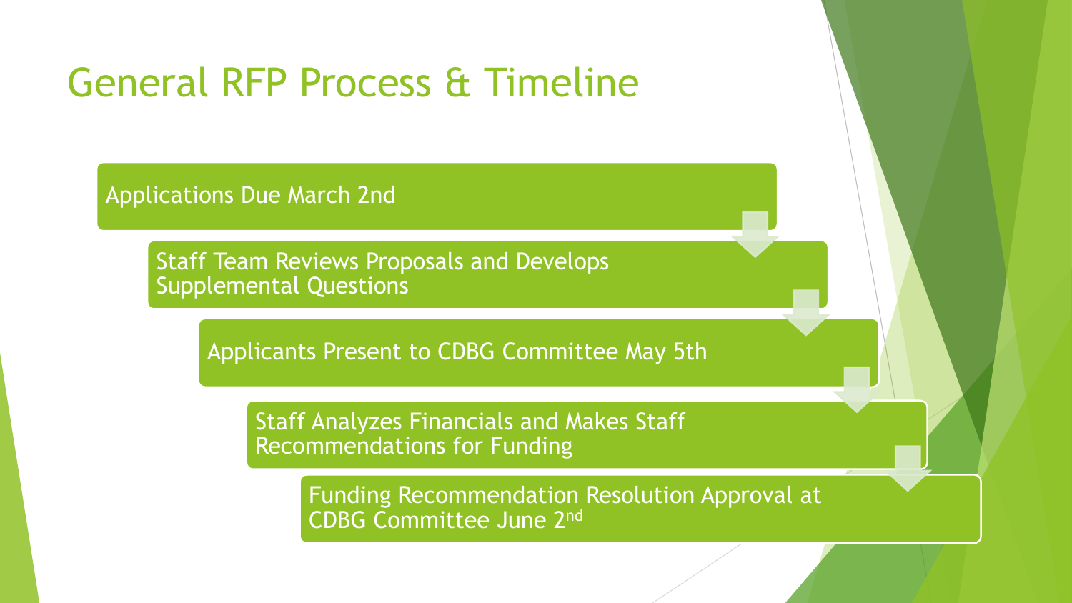# General RFP Process & Timeline

- Applications Due March 2nd
- Staff Team Reviews Proposals and Develops Supplemental Questions
- Applicants Present to CDBG Committee May 5th
- Staff Analyzes Financials and Makes Staff Recommendations for Funding
- Funding Recommendation Resolution Approval at CDBG Committee June 2nd